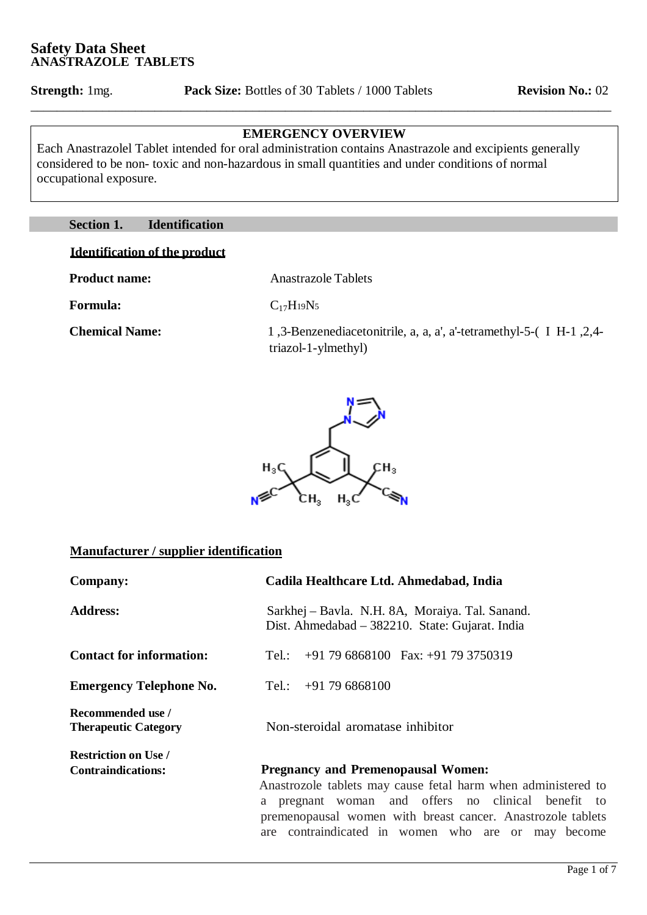# Safety Data Sheet
## ANASTRAZOLE TABLETS

**Strength:** 1mg. **Pack Size:** Bottles of 30 Tablets / 1000 Tablets **Revision No.:** 02

---

**EMERGENCY OVERVIEW**

Each Anastrazolel Tablet intended for oral administration contains Anastrazole and excipients generally considered to be non- toxic and non-hazardous in small quantities and under conditions of normal occupational exposure.

## Section 1. Identification

**Identification of the product**

**Product name:** Anastrazole Tablets

**Formula:** $C_{17}H_{19}N_5$

**Chemical Name:** 1 ,3-Benzenediacetonitrile, a, a, a', a'-tetramethyl-5-( I H-1 ,2,4-triazol-1-ylmethyl)

**Manufacturer / supplier identification**

**Company:** **Cadila Healthcare Ltd. Ahmedabad, India**

**Address:** Sarkhej – Bavla. N.H. 8A, Moraiya. Tal. Sanand. Dist. Ahmedabad – 382210. State: Gujarat. India

**Contact for information:** Tel.: +91 79 6868100 Fax: +91 79 3750319

**Emergency Telephone No.** Tel.: +91 79 6868100

**Recommended use / Therapeutic Category** Non-steroidal aromatase inhibitor

**Restriction on Use / Contraindications:**

**Pregnancy and Premenopausal Women:**
Anastrozole tablets may cause fetal harm when administered to a pregnant woman and offers no clinical benefit to premenopausal women with breast cancer. Anastrozole tablets are contraindicated in women who are or may become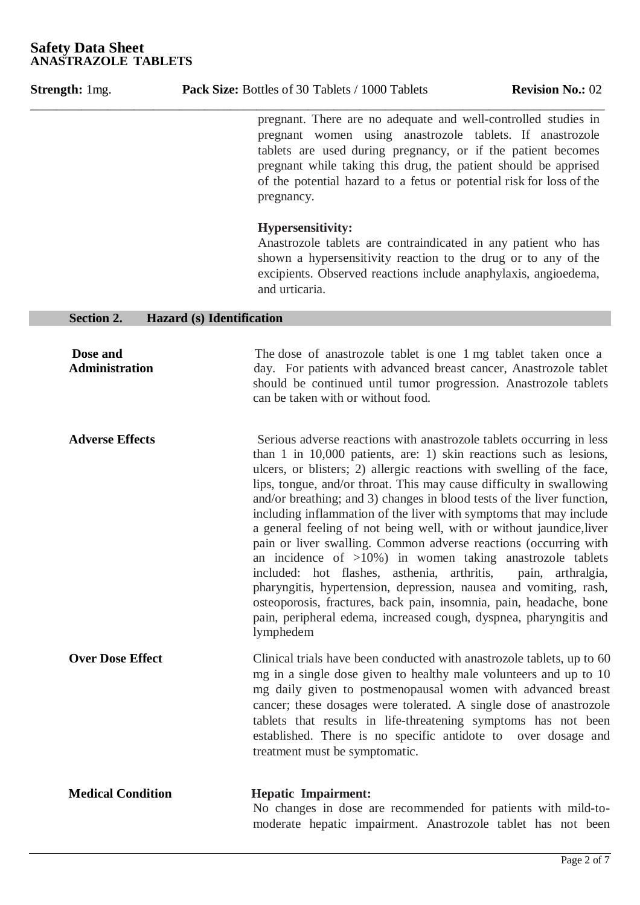pregnant. There are no adequate and well-controlled studies in pregnant women using anastrozole tablets. If anastrozole tablets are used during pregnancy, or if the patient becomes pregnant while taking this drug, the patient should be apprised of the potential hazard to a fetus or potential risk for loss of the pregnancy.

**Hypersensitivity:**
Anastrozole tablets are contraindicated in any patient who has shown a hypersensitivity reaction to the drug or to any of the excipients. Observed reactions include anaphylaxis, angioedema, and urticaria.

## Section 2. Hazard (s) Identification

**Dose and Administration**

The dose of anastrozole tablet is one 1 mg tablet taken once a day. For patients with advanced breast cancer, Anastrozole tablet should be continued until tumor progression. Anastrozole tablets can be taken with or without food.

**Adverse Effects**

Serious adverse reactions with anastrozole tablets occurring in less than 1 in 10,000 patients, are: 1) skin reactions such as lesions, ulcers, or blisters; 2) allergic reactions with swelling of the face, lips, tongue, and/or throat. This may cause difficulty in swallowing and/or breathing; and 3) changes in blood tests of the liver function, including inflammation of the liver with symptoms that may include a general feeling of not being well, with or without jaundice,liver pain or liver swalling. Common adverse reactions (occurring with an incidence of >10%) in women taking anastrozole tablets included: hot flashes, asthenia, arthritis, pain, arthralgia, pharyngitis, hypertension, depression, nausea and vomiting, rash, osteoporosis, fractures, back pain, insomnia, pain, headache, bone pain, peripheral edema, increased cough, dyspnea, pharyngitis and lymphedem

**Over Dose Effect**

Clinical trials have been conducted with anastrozole tablets, up to 60 mg in a single dose given to healthy male volunteers and up to 10 mg daily given to postmenopausal women with advanced breast cancer; these dosages were tolerated. A single dose of anastrozole tablets that results in life-threatening symptoms has not been established. There is no specific antidote to over dosage and treatment must be symptomatic.

**Medical Condition**

**Hepatic Impairment:**
No changes in dose are recommended for patients with mild-to-moderate hepatic impairment. Anastrozole tablet has not been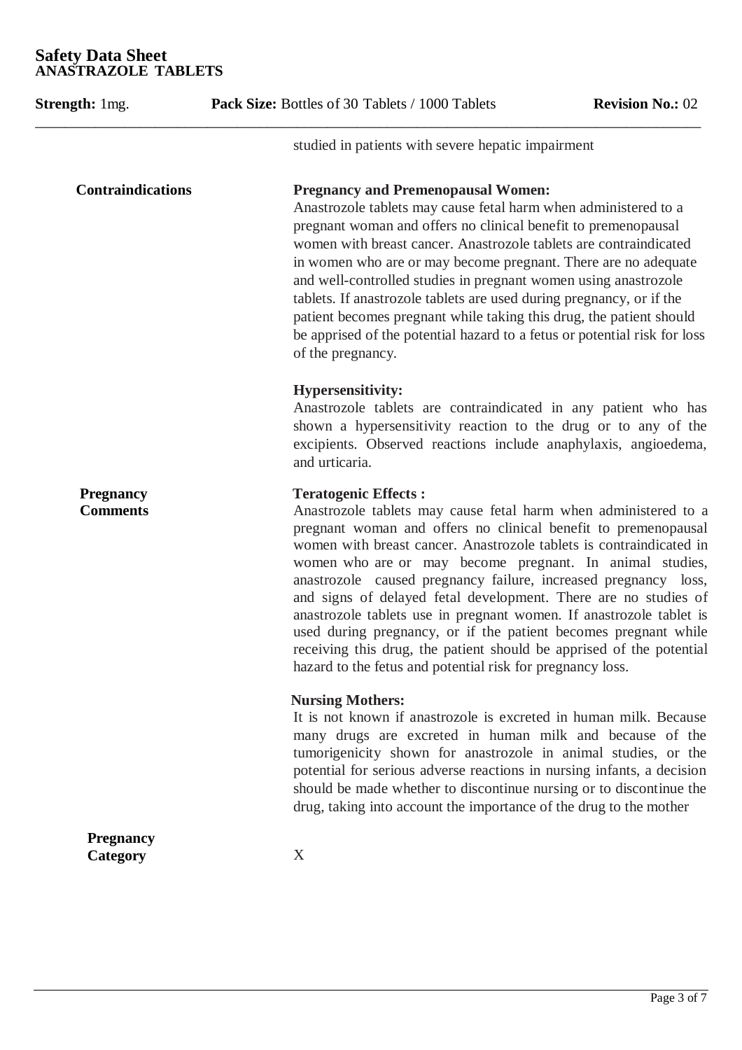studied in patients with severe hepatic impairment

| | |
|---|---|
| **Contraindications** | **Pregnancy and Premenopausal Women:**<br>Anastrozole tablets may cause fetal harm when administered to a pregnant woman and offers no clinical benefit to premenopausal women with breast cancer. Anastrozole tablets are contraindicated in women who are or may become pregnant. There are no adequate and well-controlled studies in pregnant women using anastrozole tablets. If anastrozole tablets are used during pregnancy, or if the patient becomes pregnant while taking this drug, the patient should be apprised of the potential hazard to a fetus or potential risk for loss of the pregnancy.<br><br>**Hypersensitivity:**<br>Anastrozole tablets are contraindicated in any patient who has shown a hypersensitivity reaction to the drug or to any of the excipients. Observed reactions include anaphylaxis, angioedema, and urticaria. |
| **Pregnancy Comments** | **Teratogenic Effects :**<br>Anastrozole tablets may cause fetal harm when administered to a pregnant woman and offers no clinical benefit to premenopausal women with breast cancer. Anastrozole tablets is contraindicated in women who are or may become pregnant. In animal studies, anastrozole caused pregnancy failure, increased pregnancy loss, and signs of delayed fetal development. There are no studies of anastrozole tablets use in pregnant women. If anastrozole tablet is used during pregnancy, or if the patient becomes pregnant while receiving this drug, the patient should be apprised of the potential hazard to the fetus and potential risk for pregnancy loss.<br><br>**Nursing Mothers:**<br>It is not known if anastrozole is excreted in human milk. Because many drugs are excreted in human milk and because of the tumorigenicity shown for anastrozole in animal studies, or the potential for serious adverse reactions in nursing infants, a decision should be made whether to discontinue nursing or to discontinue the drug, taking into account the importance of the drug to the mother |
| **Pregnancy Category** | X |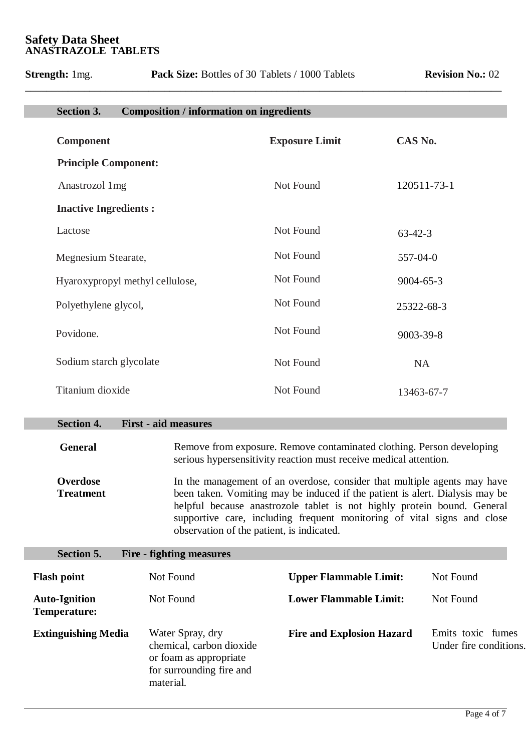# Safety Data Sheet
## ANASTRAZOLE TABLETS

**Strength:** 1mg. **Pack Size:** Bottles of 30 Tablets / 1000 Tablets **Revision No.:** 02

### Section 3. Composition / information on ingredients

| Component | Exposure Limit | CAS No. |
|---|---|---|
| **Principle Component:** | | |
| Anastrozol 1mg | Not Found | 120511-73-1 |
| **Inactive Ingredients :** | | |
| Lactose | Not Found | 63-42-3 |
| Megnesium Stearate, | Not Found | 557-04-0 |
| Hyaroxypropyl methyl cellulose, | Not Found | 9004-65-3 |
| Polyethylene glycol, | Not Found | 25322-68-3 |
| Povidone. | Not Found | 9003-39-8 |
| Sodium starch glycolate | Not Found | NA |
| Titanium dioxide | Not Found | 13463-67-7 |

### Section 4. First - aid measures

**General**

Remove from exposure. Remove contaminated clothing. Person developing serious hypersensitivity reaction must receive medical attention.

**Overdose Treatment**

In the management of an overdose, consider that multiple agents may have been taken. Vomiting may be induced if the patient is alert. Dialysis may be helpful because anastrozole tablet is not highly protein bound. General supportive care, including frequent monitoring of vital signs and close observation of the patient, is indicated.

### Section 5. Fire - fighting measures

| | | | |
|---|---|---|---|
| **Flash point** | Not Found | **Upper Flammable Limit:** | Not Found |
| **Auto-Ignition Temperature:** | Not Found | **Lower Flammable Limit:** | Not Found |
| **Extinguishing Media** | Water Spray, dry chemical, carbon dioxide or foam as appropriate for surrounding fire and material. | **Fire and Explosion Hazard** | Emits toxic fumes Under fire conditions. |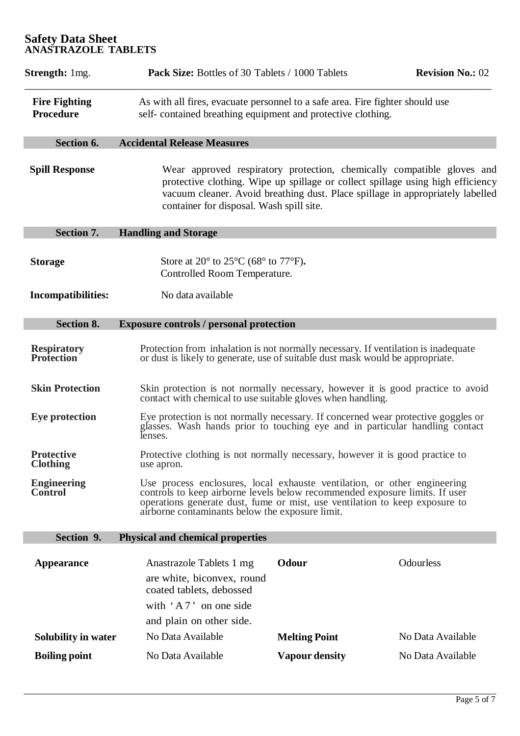| | |
|---|---|
| **Fire Fighting Procedure** | As with all fires, evacuate personnel to a safe area. Fire fighter should use self- contained breathing equipment and protective clothing. |

## Section 6. Accidental Release Measures

| | |
|---|---|
| **Spill Response** | Wear approved respiratory protection, chemically compatible gloves and protective clothing. Wipe up spillage or collect spillage using high efficiency vacuum cleaner. Avoid breathing dust. Place spillage in appropriately labelled container for disposal. Wash spill site. |

## Section 7. Handling and Storage

| | |
|---|---|
| **Storage** | Store at 20° to 25°C (68° to 77°F). Controlled Room Temperature. |
| **Incompatibilities:** | No data available |

## Section 8. Exposure controls / personal protection

| | |
|---|---|
| **Respiratory Protection** | Protection from inhalation is not normally necessary. If ventilation is inadequate or dust is likely to generate, use of suitable dust mask would be appropriate. |
| **Skin Protection** | Skin protection is not normally necessary, however it is good practice to avoid contact with chemical to use suitable gloves when handling. |
| **Eye protection** | Eye protection is not normally necessary. If concerned wear protective goggles or glasses. Wash hands prior to touching eye and in particular handling contact lenses. |
| **Protective Clothing** | Protective clothing is not normally necessary, however it is good practice to use apron. |
| **Engineering Control** | Use process enclosures, local exhauste ventilation, or other engineering controls to keep airborne levels below recommended exposure limits. If user operations generate dust, fume or mist, use ventilation to keep exposure to airborne contaminants below the exposure limit. |

## Section 9. Physical and chemical properties

| | | | |
|---|---|---|---|
| **Appearance** | Anastrazole Tablets 1 mg are white, biconvex, round coated tablets, debossed with 'A 7' on one side and plain on other side. | **Odour** | Odourless |
| **Solubility in water** | No Data Available | **Melting Point** | No Data Available |
| **Boiling point** | No Data Available | **Vapour density** | No Data Available |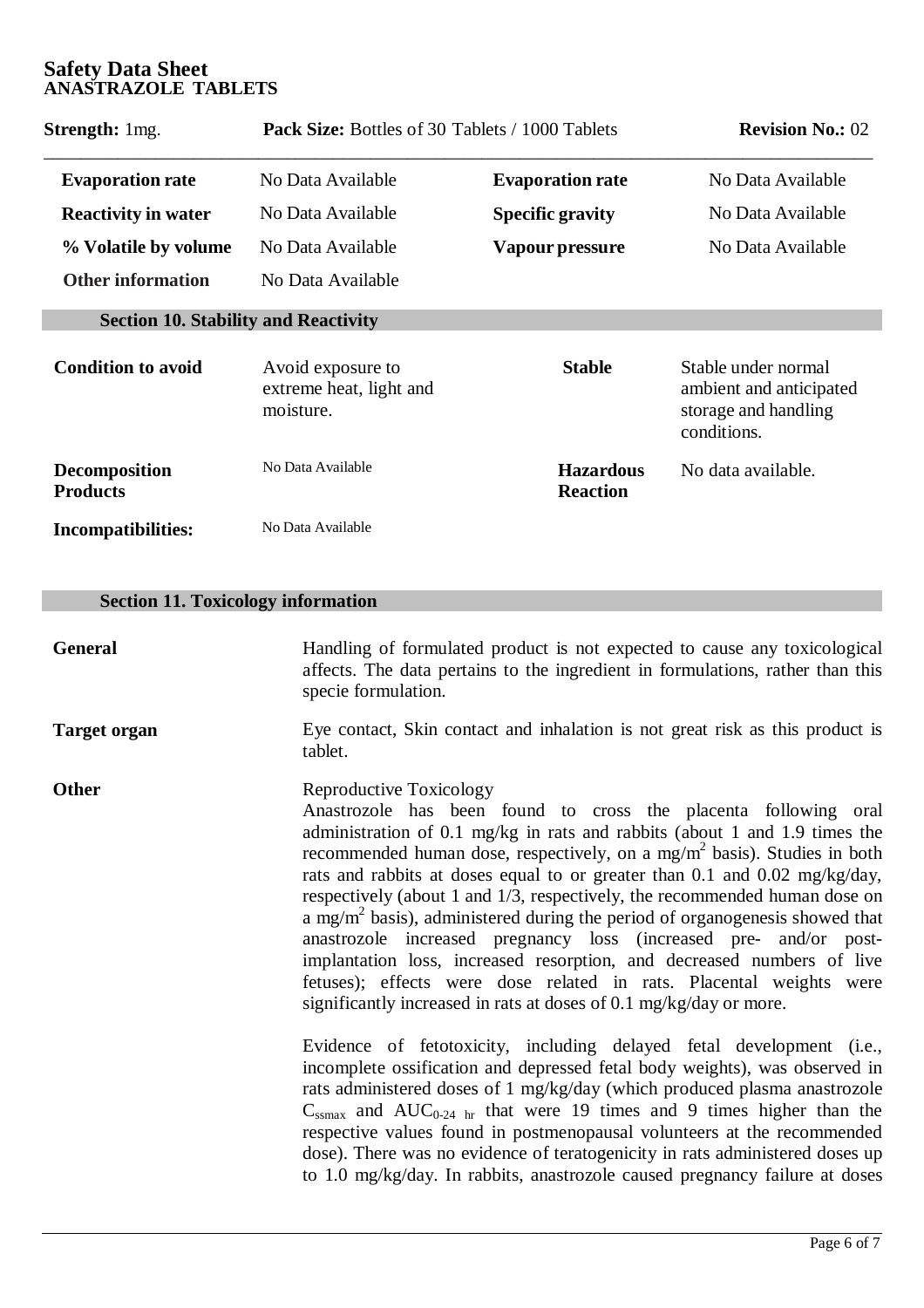| | | | |
|---|---|---|---|
| **Evaporation rate** | No Data Available | **Evaporation rate** | No Data Available |
| **Reactivity in water** | No Data Available | **Specific gravity** | No Data Available |
| **% Volatile by volume** | No Data Available | **Vapour pressure** | No Data Available |
| **Other information** | No Data Available | | |

## Section 10. Stability and Reactivity

| | | | |
|---|---|---|---|
| **Condition to avoid** | Avoid exposure to extreme heat, light and moisture. | **Stable** | Stable under normal ambient and anticipated storage and handling conditions. |
| **Decomposition Products** | No Data Available | **Hazardous Reaction** | No data available. |
| **Incompatibilities:** | No Data Available | | |

## Section 11. Toxicology information

**General**

Handling of formulated product is not expected to cause any toxicological affects. The data pertains to the ingredient in formulations, rather than this specie formulation.

**Target organ**

Eye contact, Skin contact and inhalation is not great risk as this product is tablet.

**Other**

Reproductive Toxicology
Anastrozole has been found to cross the placenta following oral administration of 0.1 mg/kg in rats and rabbits (about 1 and 1.9 times the recommended human dose, respectively, on a mg/m$^2$ basis). Studies in both rats and rabbits at doses equal to or greater than 0.1 and 0.02 mg/kg/day, respectively (about 1 and 1/3, respectively, the recommended human dose on a mg/m$^2$ basis), administered during the period of organogenesis showed that anastrozole increased pregnancy loss (increased pre- and/or post-implantation loss, increased resorption, and decreased numbers of live fetuses); effects were dose related in rats. Placental weights were significantly increased in rats at doses of 0.1 mg/kg/day or more.

Evidence of fetotoxicity, including delayed fetal development (i.e., incomplete ossification and depressed fetal body weights), was observed in rats administered doses of 1 mg/kg/day (which produced plasma anastrozole $C_{ssmax}$ and $AUC_{0\text{-}24\ hr}$ that were 19 times and 9 times higher than the respective values found in postmenopausal volunteers at the recommended dose). There was no evidence of teratogenicity in rats administered doses up to 1.0 mg/kg/day. In rabbits, anastrozole caused pregnancy failure at doses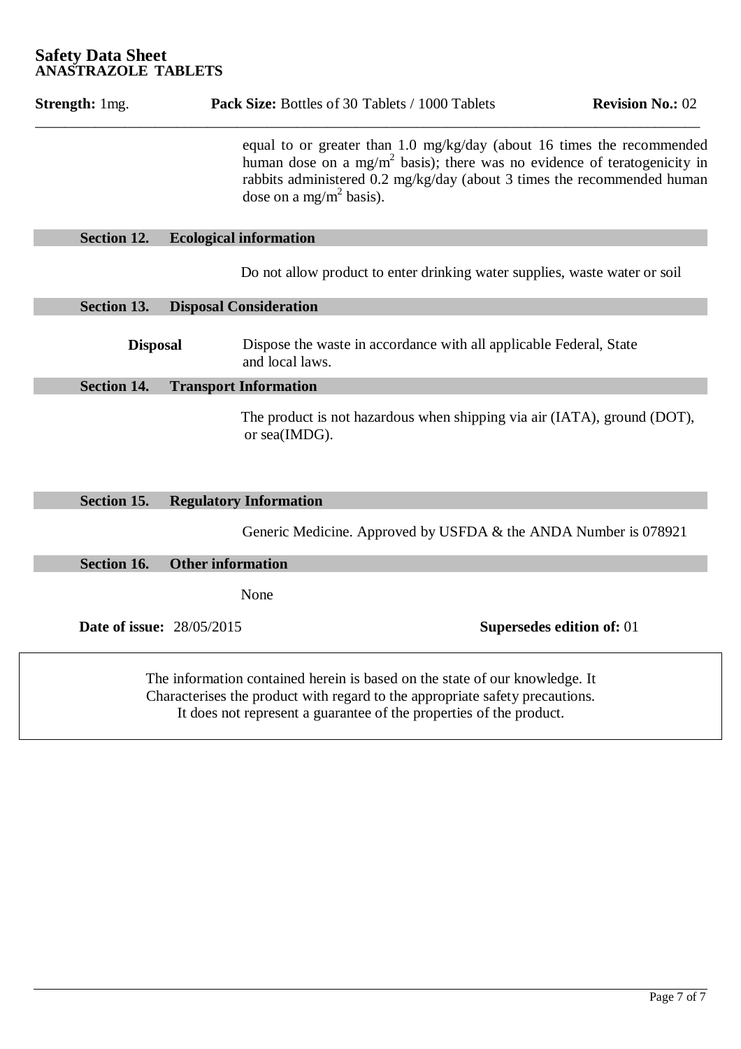equal to or greater than 1.0 mg/kg/day (about 16 times the recommended human dose on a mg/$m^2$ basis); there was no evidence of teratogenicity in rabbits administered 0.2 mg/kg/day (about 3 times the recommended human dose on a mg/$m^2$ basis).

## Section 12. Ecological information

Do not allow product to enter drinking water supplies, waste water or soil

## Section 13. Disposal Consideration

**Disposal** Dispose the waste in accordance with all applicable Federal, State and local laws.

## Section 14. Transport Information

The product is not hazardous when shipping via air (IATA), ground (DOT), or sea(IMDG).

## Section 15. Regulatory Information

Generic Medicine. Approved by USFDA & the ANDA Number is 078921

## Section 16. Other information

None

**Date of issue:** 28/05/2015 **Supersedes edition of:** 01

The information contained herein is based on the state of our knowledge. It Characterises the product with regard to the appropriate safety precautions. It does not represent a guarantee of the properties of the product.